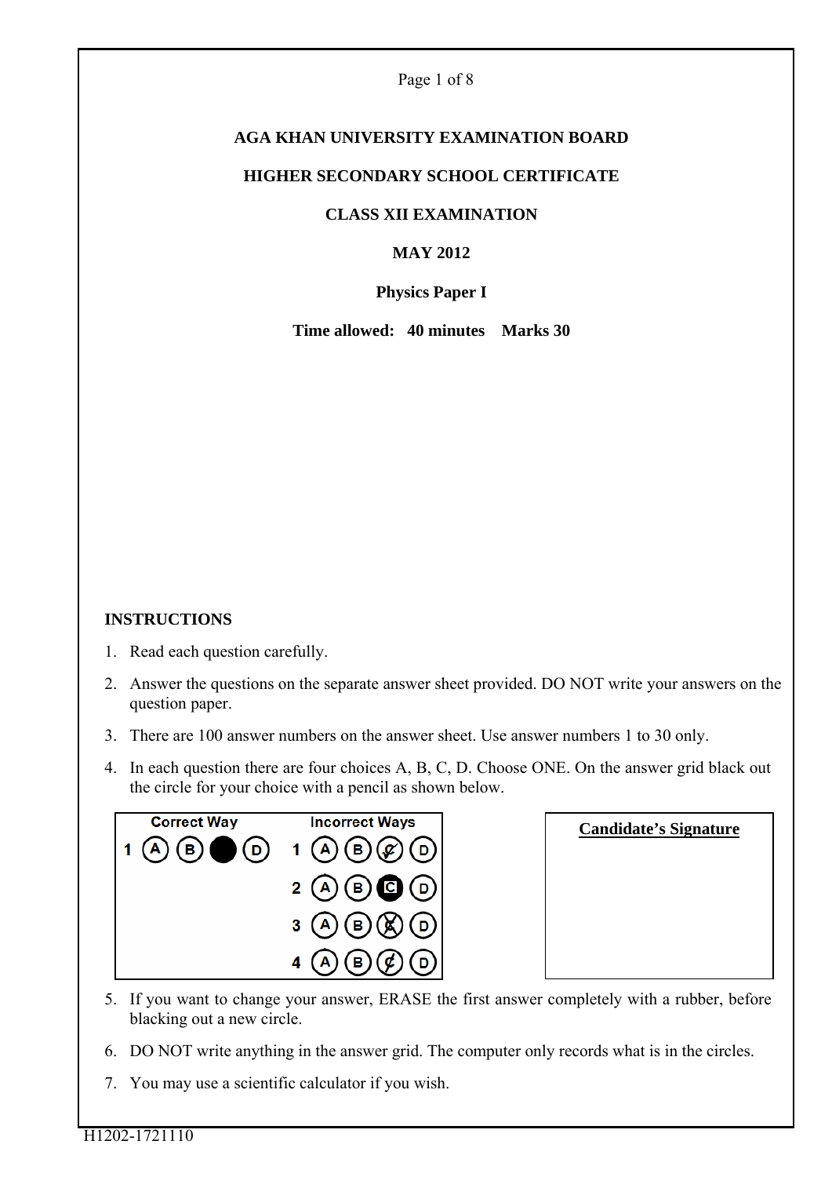# AGA KHAN UNIVERSITY EXAMINATION BOARD

## HIGHER SECONDARY SCHOOL CERTIFICATE

## CLASS XII EXAMINATION

## MAY 2012

## Physics Paper I

**Time allowed: 40 minutes Marks 30**

**INSTRUCTIONS**

1. Read each question carefully.
2. Answer the questions on the separate answer sheet provided. DO NOT write your answers on the question paper.
3. There are 100 answer numbers on the answer sheet. Use answer numbers 1 to 30 only.
4. In each question there are four choices A, B, C, D. Choose ONE. On the answer grid black out the circle for your choice with a pencil as shown below.

| Correct Way | Incorrect Ways |
|---|---|
| 1 (A) (B) ● (D) | 1 (A) (B) (C) (D) |
| | 2 (A) (B) (C) (D) |
| | 3 (A) (B) (C) (D) |
| | 4 (A) (B) (C) (D) |

**Candidate's Signature**

5. If you want to change your answer, ERASE the first answer completely with a rubber, before blacking out a new circle.
6. DO NOT write anything in the answer grid. The computer only records what is in the circles.
7. You may use a scientific calculator if you wish.

H1202-1721110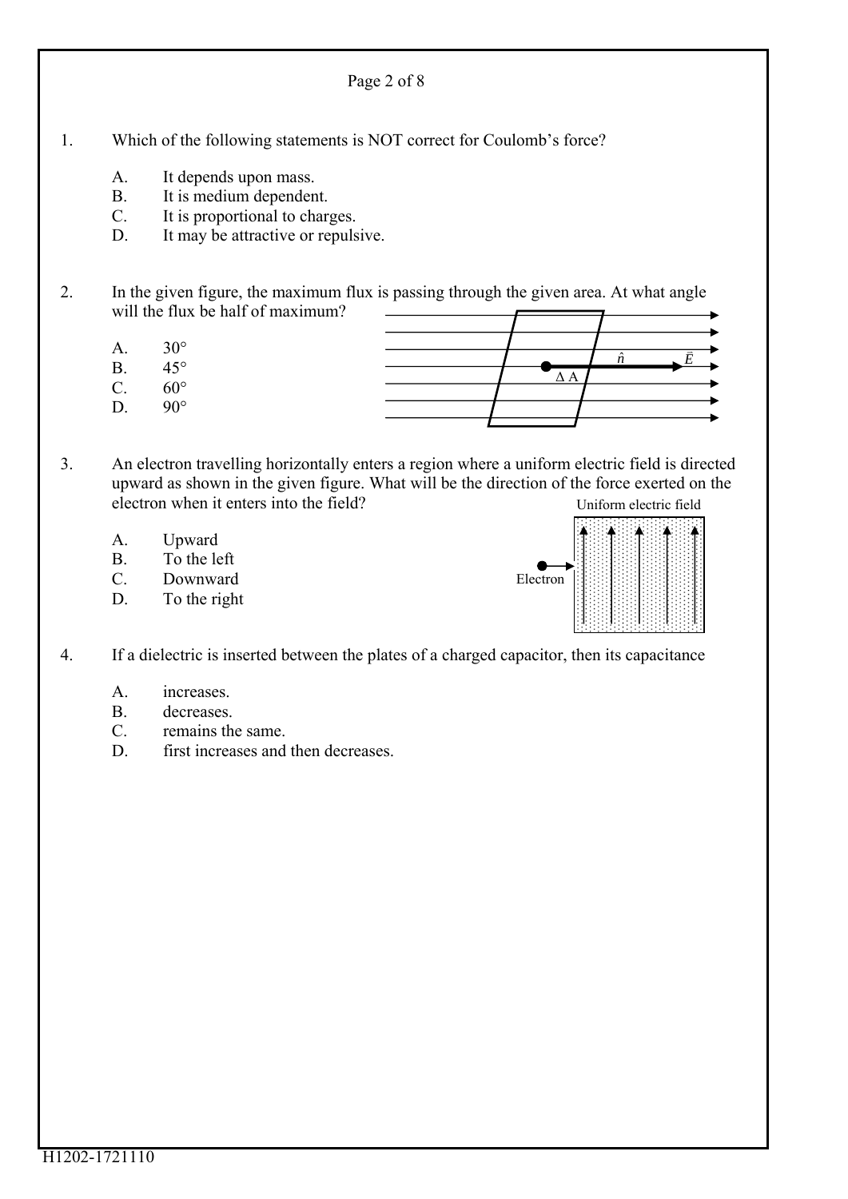1. Which of the following statements is NOT correct for Coulomb's force?

   A. It depends upon mass.
   B. It is medium dependent.
   C. It is proportional to charges.
   D. It may be attractive or repulsive.

2. In the given figure, the maximum flux is passing through the given area. At what angle will the flux be half of maximum?

   A. 30°
   B. 45°
   C. 60°
   D. 90°

3. An electron travelling horizontally enters a region where a uniform electric field is directed upward as shown in the given figure. What will be the direction of the force exerted on the electron when it enters into the field?

   A. Upward
   B. To the left
   C. Downward
   D. To the right

4. If a dielectric is inserted between the plates of a charged capacitor, then its capacitance

   A. increases.
   B. decreases.
   C. remains the same.
   D. first increases and then decreases.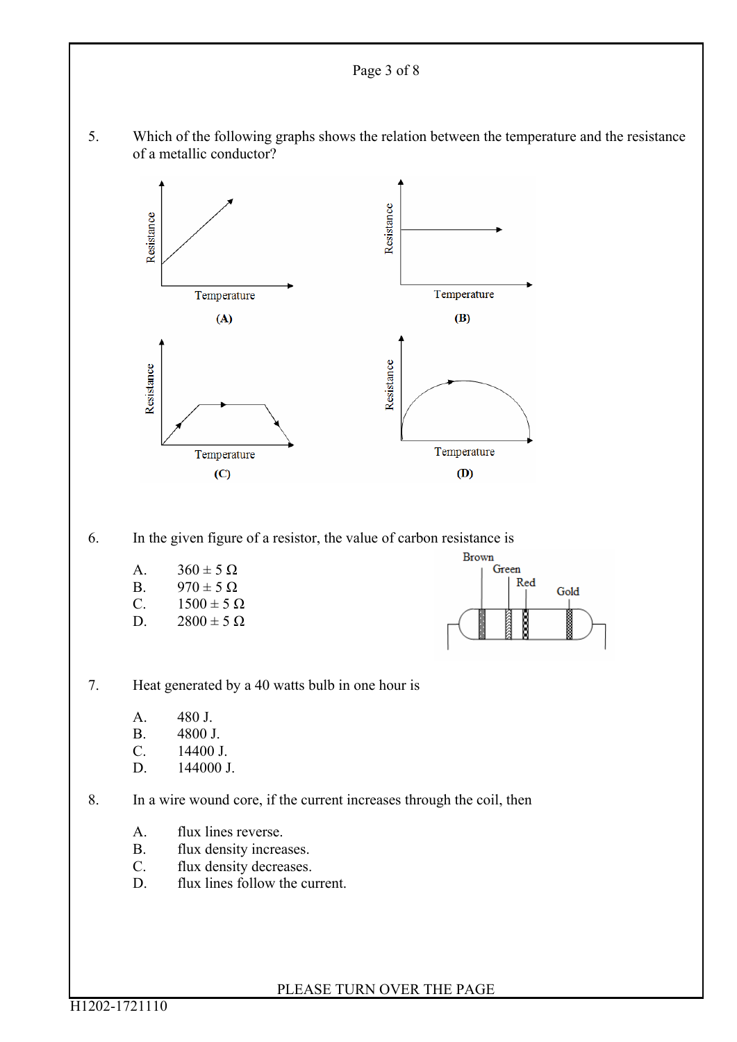5. Which of the following graphs shows the relation between the temperature and the resistance of a metallic conductor?

   (A) (B) (C) (D)

6. In the given figure of a resistor, the value of carbon resistance is

   A. 360 ± 5 Ω
   B. 970 ± 5 Ω
   C. 1500 ± 5 Ω
   D. 2800 ± 5 Ω

7. Heat generated by a 40 watts bulb in one hour is

   A. 480 J.
   B. 4800 J.
   C. 14400 J.
   D. 144000 J.

8. In a wire wound core, if the current increases through the coil, then

   A. flux lines reverse.
   B. flux density increases.
   C. flux density decreases.
   D. flux lines follow the current.

PLEASE TURN OVER THE PAGE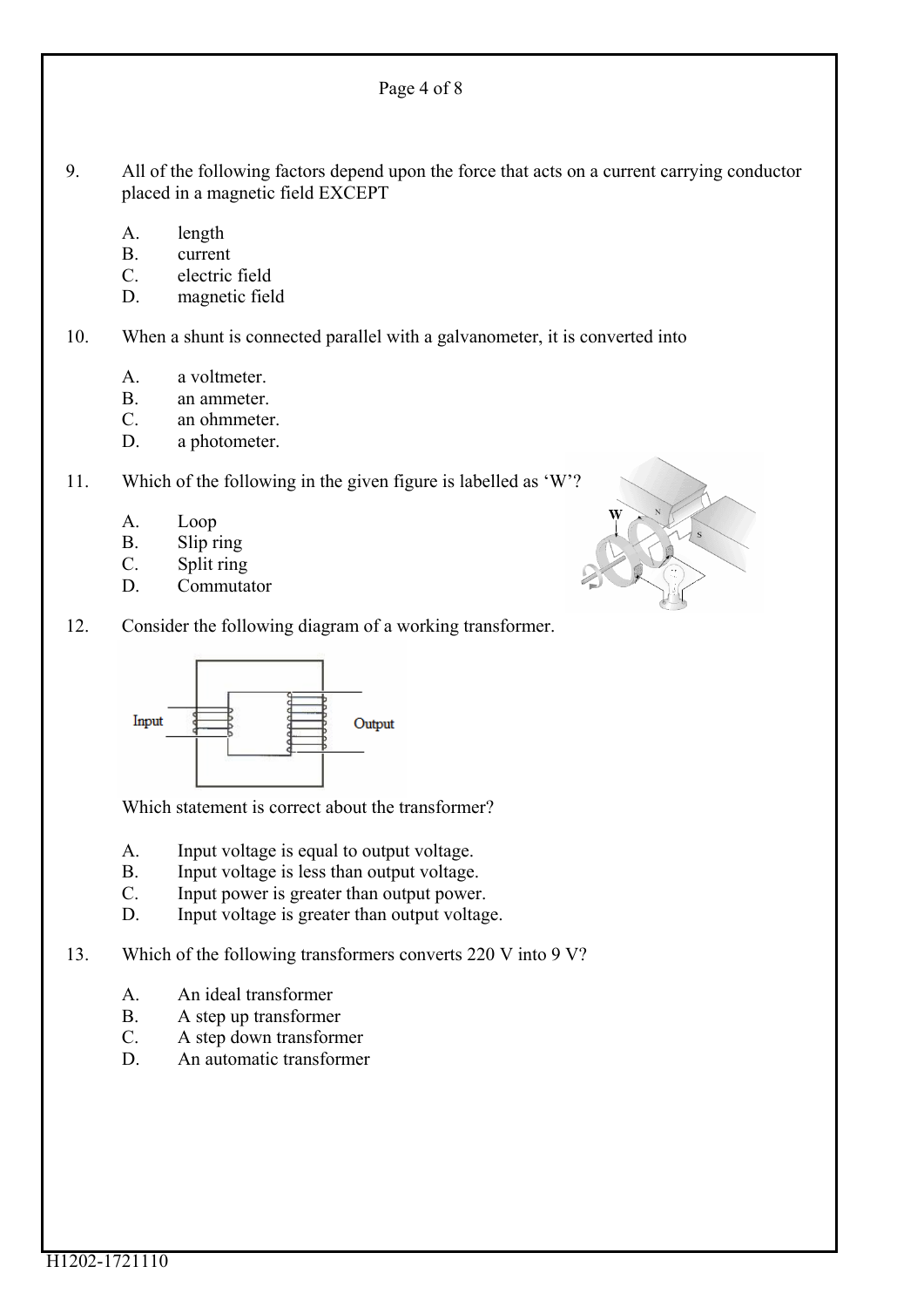9. All of the following factors depend upon the force that acts on a current carrying conductor placed in a magnetic field EXCEPT

   A. length
   B. current
   C. electric field
   D. magnetic field

10. When a shunt is connected parallel with a galvanometer, it is converted into

    A. a voltmeter.
    B. an ammeter.
    C. an ohmmeter.
    D. a photometer.

11. Which of the following in the given figure is labelled as 'W'?

    A. Loop
    B. Slip ring
    C. Split ring
    D. Commutator

12. Consider the following diagram of a working transformer.

    Which statement is correct about the transformer?

    A. Input voltage is equal to output voltage.
    B. Input voltage is less than output voltage.
    C. Input power is greater than output power.
    D. Input voltage is greater than output voltage.

13. Which of the following transformers converts 220 V into 9 V?

    A. An ideal transformer
    B. A step up transformer
    C. A step down transformer
    D. An automatic transformer

H1202-1721110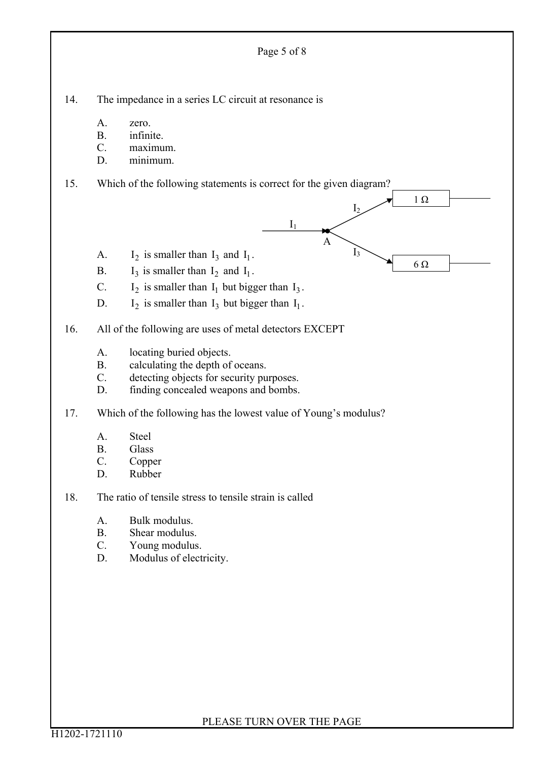14. The impedance in a series LC circuit at resonance is

    A. zero.
    B. infinite.
    C. maximum.
    D. minimum.

15. Which of the following statements is correct for the given diagram?

    $I_1$ A $I_2$ 1 Ω $I_3$ 6 Ω

    A. $I_2$ is smaller than $I_3$ and $I_1$.
    B. $I_3$ is smaller than $I_2$ and $I_1$.
    C. $I_2$ is smaller than $I_1$ but bigger than $I_3$.
    D. $I_2$ is smaller than $I_3$ but bigger than $I_1$.

16. All of the following are uses of metal detectors EXCEPT

    A. locating buried objects.
    B. calculating the depth of oceans.
    C. detecting objects for security purposes.
    D. finding concealed weapons and bombs.

17. Which of the following has the lowest value of Young's modulus?

    A. Steel
    B. Glass
    C. Copper
    D. Rubber

18. The ratio of tensile stress to tensile strain is called

    A. Bulk modulus.
    B. Shear modulus.
    C. Young modulus.
    D. Modulus of electricity.

PLEASE TURN OVER THE PAGE

H1202-1721110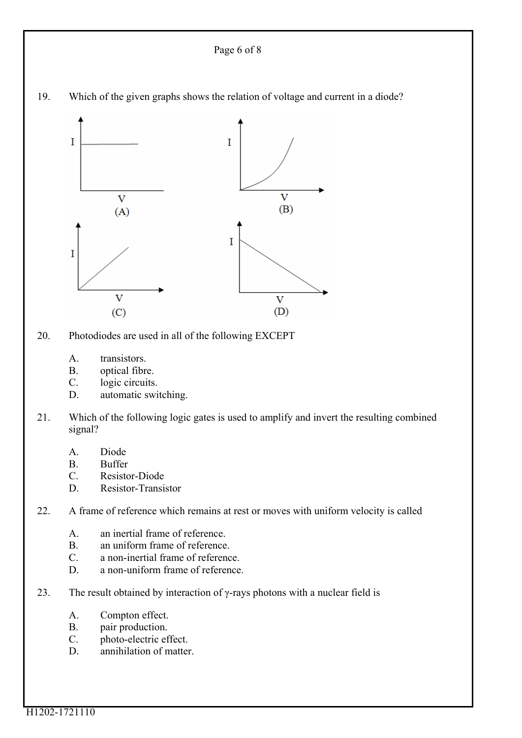19. Which of the given graphs shows the relation of voltage and current in a diode?

(A) (B) (C) (D)

20. Photodiodes are used in all of the following EXCEPT

A. transistors.
B. optical fibre.
C. logic circuits.
D. automatic switching.

21. Which of the following logic gates is used to amplify and invert the resulting combined signal?

A. Diode
B. Buffer
C. Resistor-Diode
D. Resistor-Transistor

22. A frame of reference which remains at rest or moves with uniform velocity is called

A. an inertial frame of reference.
B. an uniform frame of reference.
C. a non-inertial frame of reference.
D. a non-uniform frame of reference.

23. The result obtained by interaction of $\gamma$-rays photons with a nuclear field is

A. Compton effect.
B. pair production.
C. photo-electric effect.
D. annihilation of matter.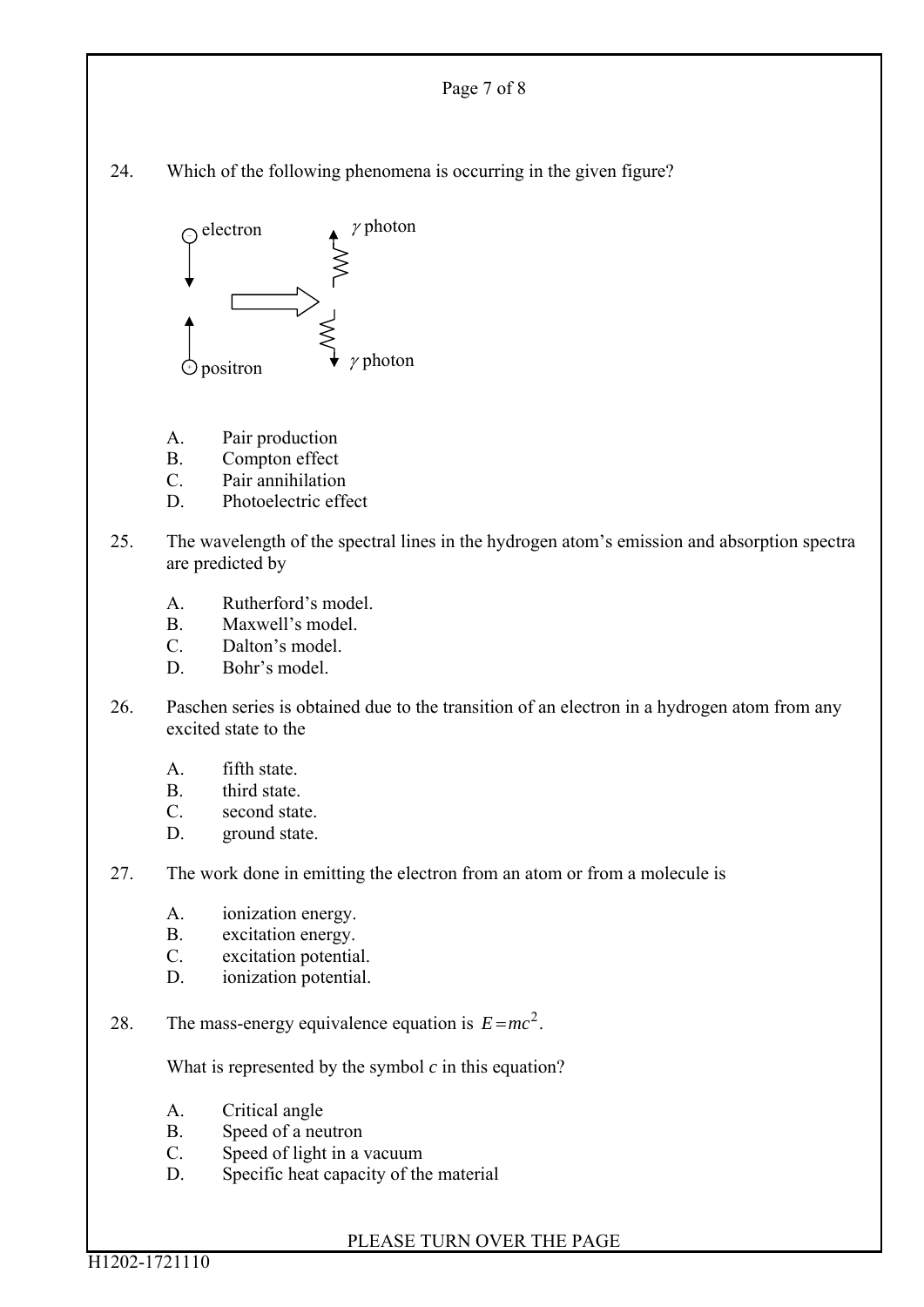24. Which of the following phenomena is occurring in the given figure?

electron $\gamma$ photon

positron $\gamma$ photon

A. Pair production
B. Compton effect
C. Pair annihilation
D. Photoelectric effect

25. The wavelength of the spectral lines in the hydrogen atom's emission and absorption spectra are predicted by

A. Rutherford's model.
B. Maxwell's model.
C. Dalton's model.
D. Bohr's model.

26. Paschen series is obtained due to the transition of an electron in a hydrogen atom from any excited state to the

A. fifth state.
B. third state.
C. second state.
D. ground state.

27. The work done in emitting the electron from an atom or from a molecule is

A. ionization energy.
B. excitation energy.
C. excitation potential.
D. ionization potential.

28. The mass-energy equivalence equation is $E=mc^2$.

What is represented by the symbol $c$ in this equation?

A. Critical angle
B. Speed of a neutron
C. Speed of light in a vacuum
D. Specific heat capacity of the material

PLEASE TURN OVER THE PAGE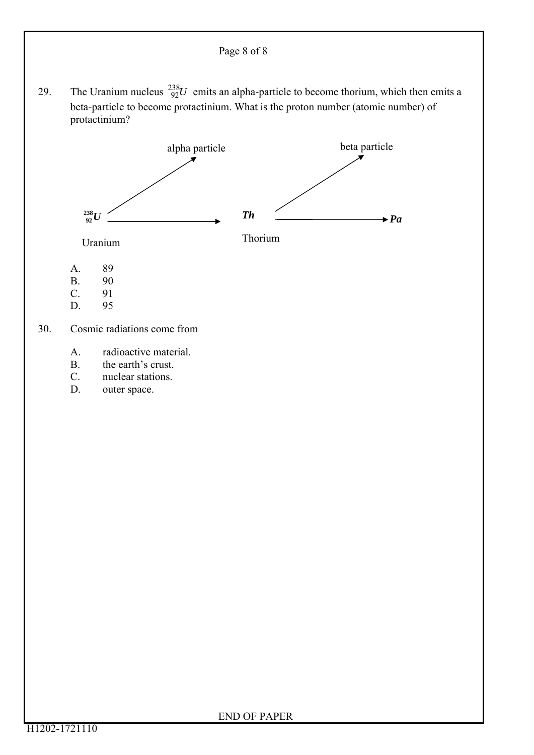29. The Uranium nucleus $^{238}_{92}U$ emits an alpha-particle to become thorium, which then emits a beta-particle to become protactinium. What is the proton number (atomic number) of protactinium?

alpha particle

beta particle

$^{238}_{92}U$

*Th*

*Pa*

Uranium

Thorium

A. 89
B. 90
C. 91
D. 95

30. Cosmic radiations come from

A. radioactive material.
B. the earth's crust.
C. nuclear stations.
D. outer space.

END OF PAPER

H1202-1721110